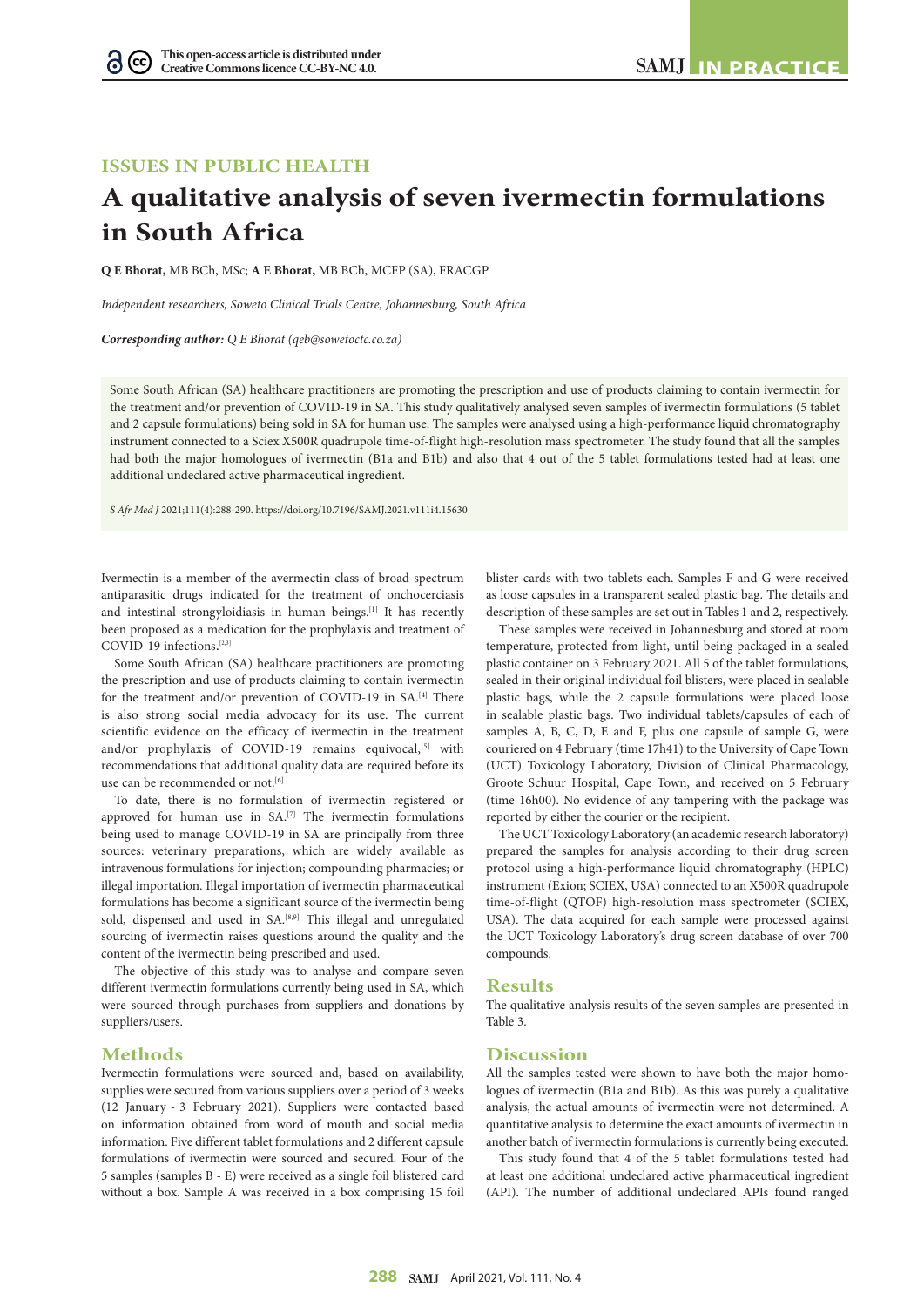ISSUES IN PUBLIC HEALTH

# A qualitative analysis of seven ivermectin formulations in South Africa

**Q E Bhorat,** MB BCh, MSc; **A E Bhorat,** MB BCh, MCFP (SA), FRACGP

*Independent researchers, Soweto Clinical Trials Centre, Johannesburg, South Africa*

***Corresponding author:** Q E Bhorat (qeb@sowetoctc.co.za)*

Some South African (SA) healthcare practitioners are promoting the prescription and use of products claiming to contain ivermectin for the treatment and/or prevention of COVID-19 in SA. This study qualitatively analysed seven samples of ivermectin formulations (5 tablet and 2 capsule formulations) being sold in SA for human use. The samples were analysed using a high-performance liquid chromatography instrument connected to a Sciex X500R quadrupole time-of-flight high-resolution mass spectrometer. The study found that all the samples had both the major homologues of ivermectin (B1a and B1b) and also that 4 out of the 5 tablet formulations tested had at least one additional undeclared active pharmaceutical ingredient.

*S Afr Med J* 2021;111(4):288-290. https://doi.org/10.7196/SAMJ.2021.v111i4.15630

Ivermectin is a member of the avermectin class of broad-spectrum antiparasitic drugs indicated for the treatment of onchocerciasis and intestinal strongyloidiasis in human beings.[1] It has recently been proposed as a medication for the prophylaxis and treatment of COVID-19 infections.[2,3]

Some South African (SA) healthcare practitioners are promoting the prescription and use of products claiming to contain ivermectin for the treatment and/or prevention of COVID-19 in SA.[4] There is also strong social media advocacy for its use. The current scientific evidence on the efficacy of ivermectin in the treatment and/or prophylaxis of COVID-19 remains equivocal,[5] with recommendations that additional quality data are required before its use can be recommended or not.[6]

To date, there is no formulation of ivermectin registered or approved for human use in SA.[7] The ivermectin formulations being used to manage COVID-19 in SA are principally from three sources: veterinary preparations, which are widely available as intravenous formulations for injection; compounding pharmacies; or illegal importation. Illegal importation of ivermectin pharmaceutical formulations has become a significant source of the ivermectin being sold, dispensed and used in SA.[8,9] This illegal and unregulated sourcing of ivermectin raises questions around the quality and the content of the ivermectin being prescribed and used.

The objective of this study was to analyse and compare seven different ivermectin formulations currently being used in SA, which were sourced through purchases from suppliers and donations by suppliers/users.

## Methods

Ivermectin formulations were sourced and, based on availability, supplies were secured from various suppliers over a period of 3 weeks (12 January - 3 February 2021). Suppliers were contacted based on information obtained from word of mouth and social media information. Five different tablet formulations and 2 different capsule formulations of ivermectin were sourced and secured. Four of the 5 samples (samples B - E) were received as a single foil blistered card without a box. Sample A was received in a box comprising 15 foil blister cards with two tablets each. Samples F and G were received as loose capsules in a transparent sealed plastic bag. The details and description of these samples are set out in Tables 1 and 2, respectively.

These samples were received in Johannesburg and stored at room temperature, protected from light, until being packaged in a sealed plastic container on 3 February 2021. All 5 of the tablet formulations, sealed in their original individual foil blisters, were placed in sealable plastic bags, while the 2 capsule formulations were placed loose in sealable plastic bags. Two individual tablets/capsules of each of samples A, B, C, D, E and F, plus one capsule of sample G, were couriered on 4 February (time 17h41) to the University of Cape Town (UCT) Toxicology Laboratory, Division of Clinical Pharmacology, Groote Schuur Hospital, Cape Town, and received on 5 February (time 16h00). No evidence of any tampering with the package was reported by either the courier or the recipient.

The UCT Toxicology Laboratory (an academic research laboratory) prepared the samples for analysis according to their drug screen protocol using a high-performance liquid chromatography (HPLC) instrument (Exion; SCIEX, USA) connected to an X500R quadrupole time-of-flight (QTOF) high-resolution mass spectrometer (SCIEX, USA). The data acquired for each sample were processed against the UCT Toxicology Laboratory's drug screen database of over 700 compounds.

## Results

The qualitative analysis results of the seven samples are presented in Table 3.

## Discussion

All the samples tested were shown to have both the major homologues of ivermectin (B1a and B1b). As this was purely a qualitative analysis, the actual amounts of ivermectin were not determined. A quantitative analysis to determine the exact amounts of ivermectin in another batch of ivermectin formulations is currently being executed.

This study found that 4 of the 5 tablet formulations tested had at least one additional undeclared active pharmaceutical ingredient (API). The number of additional undeclared APIs found ranged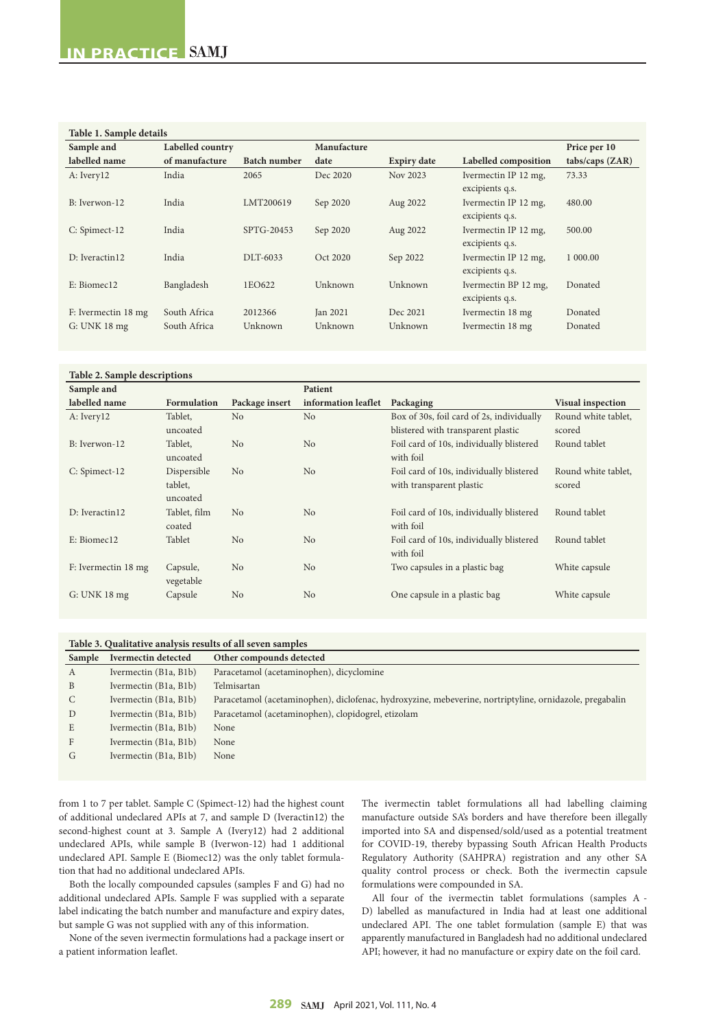**Table 1. Sample details**

| Sample and labelled name | Labelled country of manufacture | Batch number | Manufacture date | Expiry date | Labelled composition | Price per 10 tabs/caps (ZAR) |
|---|---|---|---|---|---|---|
| A: Ivery12 | India | 2065 | Dec 2020 | Nov 2023 | Ivermectin IP 12 mg, excipients q.s. | 73.33 |
| B: Iverwon-12 | India | LMT200619 | Sep 2020 | Aug 2022 | Ivermectin IP 12 mg, excipients q.s. | 480.00 |
| C: Spimect-12 | India | SPTG-20453 | Sep 2020 | Aug 2022 | Ivermectin IP 12 mg, excipients q.s. | 500.00 |
| D: Iveractin12 | India | DLT-6033 | Oct 2020 | Sep 2022 | Ivermectin IP 12 mg, excipients q.s. | 1 000.00 |
| E: Biomec12 | Bangladesh | 1EO622 | Unknown | Unknown | Ivermectin BP 12 mg, excipients q.s. | Donated |
| F: Ivermectin 18 mg | South Africa | 2012366 | Jan 2021 | Dec 2021 | Ivermectin 18 mg | Donated |
| G: UNK 18 mg | South Africa | Unknown | Unknown | Unknown | Ivermectin 18 mg | Donated |

**Table 2. Sample descriptions**

| Sample and labelled name | Formulation | Package insert | Patient information leaflet | Packaging | Visual inspection |
|---|---|---|---|---|---|
| A: Ivery12 | Tablet, uncoated | No | No | Box of 30s, foil card of 2s, individually blistered with transparent plastic | Round white tablet, scored |
| B: Iverwon-12 | Tablet, uncoated | No | No | Foil card of 10s, individually blistered with foil | Round tablet |
| C: Spimect-12 | Dispersible tablet, uncoated | No | No | Foil card of 10s, individually blistered with transparent plastic | Round white tablet, scored |
| D: Iveractin12 | Tablet, film coated | No | No | Foil card of 10s, individually blistered with foil | Round tablet |
| E: Biomec12 | Tablet | No | No | Foil card of 10s, individually blistered with foil | Round tablet |
| F: Ivermectin 18 mg | Capsule, vegetable | No | No | Two capsules in a plastic bag | White capsule |
| G: UNK 18 mg | Capsule | No | No | One capsule in a plastic bag | White capsule |

**Table 3. Qualitative analysis results of all seven samples**

| Sample | Ivermectin detected | Other compounds detected |
|---|---|---|
| A | Ivermectin (B1a, B1b) | Paracetamol (acetaminophen), dicyclomine |
| B | Ivermectin (B1a, B1b) | Telmisartan |
| C | Ivermectin (B1a, B1b) | Paracetamol (acetaminophen), diclofenac, hydroxyzine, mebeverine, nortriptyline, ornidazole, pregabalin |
| D | Ivermectin (B1a, B1b) | Paracetamol (acetaminophen), clopidogrel, etizolam |
| E | Ivermectin (B1a, B1b) | None |
| F | Ivermectin (B1a, B1b) | None |
| G | Ivermectin (B1a, B1b) | None |

from 1 to 7 per tablet. Sample C (Spimect-12) had the highest count of additional undeclared APIs at 7, and sample D (Iveractin12) the second-highest count at 3. Sample A (Ivery12) had 2 additional undeclared APIs, while sample B (Iverwon-12) had 1 additional undeclared API. Sample E (Biomec12) was the only tablet formulation that had no additional undeclared APIs.

Both the locally compounded capsules (samples F and G) had no additional undeclared APIs. Sample F was supplied with a separate label indicating the batch number and manufacture and expiry dates, but sample G was not supplied with any of this information.

None of the seven ivermectin formulations had a package insert or a patient information leaflet.

The ivermectin tablet formulations all had labelling claiming manufacture outside SA's borders and have therefore been illegally imported into SA and dispensed/sold/used as a potential treatment for COVID-19, thereby bypassing South African Health Products Regulatory Authority (SAHPRA) registration and any other SA quality control process or check. Both the ivermectin capsule formulations were compounded in SA.

All four of the ivermectin tablet formulations (samples A - D) labelled as manufactured in India had at least one additional undeclared API. The one tablet formulation (sample E) that was apparently manufactured in Bangladesh had no additional undeclared API; however, it had no manufacture or expiry date on the foil card.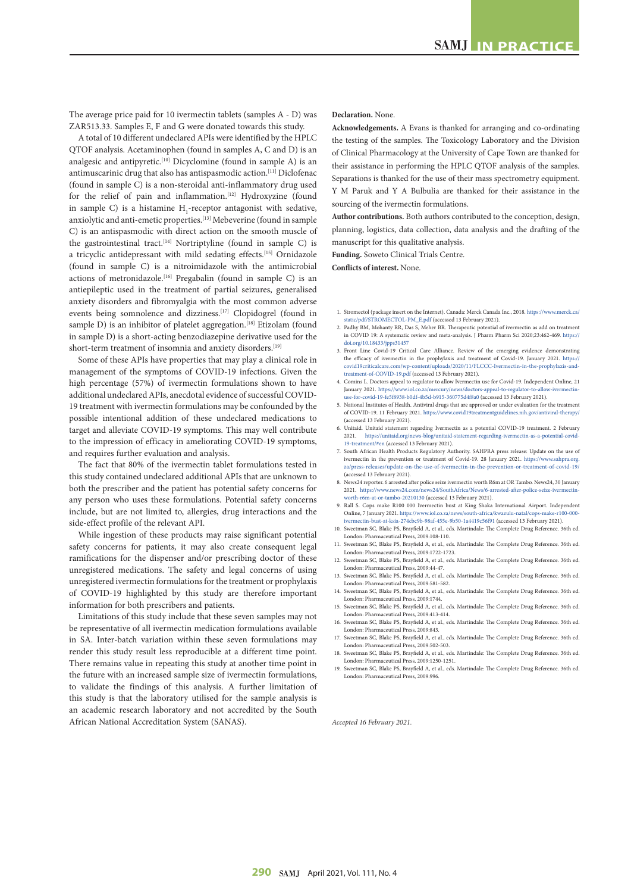The average price paid for 10 ivermectin tablets (samples A - D) was ZAR513.33. Samples E, F and G were donated towards this study.

A total of 10 different undeclared APIs were identified by the HPLC QTOF analysis. Acetaminophen (found in samples A, C and D) is an analgesic and antipyretic.[10] Dicyclomine (found in sample A) is an antimuscarinic drug that also has antispasmodic action.[11] Diclofenac (found in sample C) is a non-steroidal anti-inflammatory drug used for the relief of pain and inflammation.[12] Hydroxyzine (found in sample C) is a histamine $H_1$-receptor antagonist with sedative, anxiolytic and anti-emetic properties.[13] Mebeverine (found in sample C) is an antispasmodic with direct action on the smooth muscle of the gastrointestinal tract.[14] Nortriptyline (found in sample C) is a tricyclic antidepressant with mild sedating effects.[15] Ornidazole (found in sample C) is a nitroimidazole with the antimicrobial actions of metronidazole.[16] Pregabalin (found in sample C) is an antiepileptic used in the treatment of partial seizures, generalised anxiety disorders and fibromyalgia with the most common adverse events being somnolence and dizziness.[17] Clopidogrel (found in sample D) is an inhibitor of platelet aggregation.[18] Etizolam (found in sample D) is a short-acting benzodiazepine derivative used for the short-term treatment of insomnia and anxiety disorders.[19]

Some of these APIs have properties that may play a clinical role in management of the symptoms of COVID-19 infections. Given the high percentage (57%) of ivermectin formulations shown to have additional undeclared APIs, anecdotal evidence of successful COVID-19 treatment with ivermectin formulations may be confounded by the possible intentional addition of these undeclared medications to target and alleviate COVID-19 symptoms. This may well contribute to the impression of efficacy in ameliorating COVID-19 symptoms, and requires further evaluation and analysis.

The fact that 80% of the ivermectin tablet formulations tested in this study contained undeclared additional APIs that are unknown to both the prescriber and the patient has potential safety concerns for any person who uses these formulations. Potential safety concerns include, but are not limited to, allergies, drug interactions and the side-effect profile of the relevant API.

While ingestion of these products may raise significant potential safety concerns for patients, it may also create consequent legal ramifications for the dispenser and/or prescribing doctor of these unregistered medications. The safety and legal concerns of using unregistered ivermectin formulations for the treatment or prophylaxis of COVID-19 highlighted by this study are therefore important information for both prescribers and patients.

Limitations of this study include that these seven samples may not be representative of all ivermectin medication formulations available in SA. Inter-batch variation within these seven formulations may render this study result less reproducible at a different time point. There remains value in repeating this study at another time point in the future with an increased sample size of ivermectin formulations, to validate the findings of this analysis. A further limitation of this study is that the laboratory utilised for the sample analysis is an academic research laboratory and not accredited by the South African National Accreditation System (SANAS).

**Declaration.** None.

**Acknowledgements.** A Evans is thanked for arranging and co-ordinating the testing of the samples. The Toxicology Laboratory and the Division of Clinical Pharmacology at the University of Cape Town are thanked for their assistance in performing the HPLC QTOF analysis of the samples. Separations is thanked for the use of their mass spectrometry equipment. Y M Paruk and Y A Bulbulia are thanked for their assistance in the sourcing of the ivermectin formulations.

**Author contributions.** Both authors contributed to the conception, design, planning, logistics, data collection, data analysis and the drafting of the manuscript for this qualitative analysis.

**Funding.** Soweto Clinical Trials Centre.

**Conflicts of interest.** None.

1. Stromectol (package insert on the Internet). Canada: Merck Canada Inc., 2018. https://www.merck.ca/static/pdf/STROMECTOL-PM_E.pdf (accessed 13 February 2021).
2. Padhy BM, Mohanty RR, Das S, Meher BR. Therapeutic potential of ivermectin as add on treatment in COVID 19: A systematic review and meta-analysis. J Pharm Pharm Sci 2020;23:462-469. https://doi.org/10.18433/jpps31457
3. Front Line Covid-19 Critical Care Alliance. Review of the emerging evidence demonstrating the efficacy of ivermectin in the prophylaxis and treatment of Covid-19. January 2021. https://covid19criticalcare.com/wp-content/uploads/2020/11/FLCCC-Ivermectin-in-the-prophylaxis-and-treatment-of-COVID-19.pdf (accessed 13 February 2021).
4. Comins L. Doctors appeal to regulator to allow Ivermectin use for Covid-19. Independent Online, 21 January 2021. https://www.iol.co.za/mercury/news/doctors-appeal-to-regulator-to-allow-ivermectin-use-for-covid-19-fe5f8938-b0df-4b5d-b915-360775d4f8a0 (accessed 13 February 2021).
5. National Institutes of Health. Antiviral drugs that are approved or under evaluation for the treatment of COVID-19. 11 February 2021. https://www.covid19treatmentguidelines.nih.gov/antiviral-therapy/ (accessed 13 February 2021).
6. Unitaid. Unitaid statement regarding Ivermectin as a potential COVID-19 treatment. 2 February 2021. https://unitaid.org/news-blog/unitaid-statement-regarding-ivermectin-as-a-potential-covid-19-treatment/#en (accessed 13 February 2021).
7. South African Health Products Regulatory Authority. SAHPRA press release: Update on the use of ivermectin in the prevention or treatment of Covid-19. 28 January 2021. https://www.sahpra.org.za/press-releases/update-on-the-use-of-ivermectin-in-the-prevention-or-treatment-of-covid-19/ (accessed 13 February 2021).
8. News24 reporter. 6 arrested after police seize ivermectin worth R6m at OR Tambo. News24, 30 January 2021. https://www.news24.com/news24/SouthAfrica/News/6-arrested-after-police-seize-ivermectin-worth-r6m-at-or-tambo-20210130 (accessed 13 February 2021).
9. Rall S. Cops make R100 000 Ivermectin bust at King Shaka International Airport. Independent Online, 7 January 2021. https://www.iol.co.za/news/south-africa/kwazulu-natal/cops-make-r100-000-ivermectin-bust-at-ksia-274cbc9b-98af-455e-9b50-1a4419c56f91 (accessed 13 February 2021).
10. Sweetman SC, Blake PS, Brayfield A, et al., eds. Martindale: The Complete Drug Reference. 36th ed. London: Pharmaceutical Press, 2009:108-110.
11. Sweetman SC, Blake PS, Brayfield A, et al., eds. Martindale: The Complete Drug Reference. 36th ed. London: Pharmaceutical Press, 2009:1722-1723.
12. Sweetman SC, Blake PS, Brayfield A, et al., eds. Martindale: The Complete Drug Reference. 36th ed. London: Pharmaceutical Press, 2009:44-47.
13. Sweetman SC, Blake PS, Brayfield A, et al., eds. Martindale: The Complete Drug Reference. 36th ed. London: Pharmaceutical Press, 2009:581-582.
14. Sweetman SC, Blake PS, Brayfield A, et al., eds. Martindale: The Complete Drug Reference. 36th ed. London: Pharmaceutical Press, 2009:1744.
15. Sweetman SC, Blake PS, Brayfield A, et al., eds. Martindale: The Complete Drug Reference. 36th ed. London: Pharmaceutical Press, 2009:413-414.
16. Sweetman SC, Blake PS, Brayfield A, et al., eds. Martindale: The Complete Drug Reference. 36th ed. London: Pharmaceutical Press, 2009:843.
17. Sweetman SC, Blake PS, Brayfield A, et al., eds. Martindale: The Complete Drug Reference. 36th ed. London: Pharmaceutical Press, 2009:502-503.
18. Sweetman SC, Blake PS, Brayfield A, et al., eds. Martindale: The Complete Drug Reference. 36th ed. London: Pharmaceutical Press, 2009:1250-1251.
19. Sweetman SC, Blake PS, Brayfield A, et al., eds. Martindale: The Complete Drug Reference. 36th ed. London: Pharmaceutical Press, 2009:996.

*Accepted 16 February 2021.*